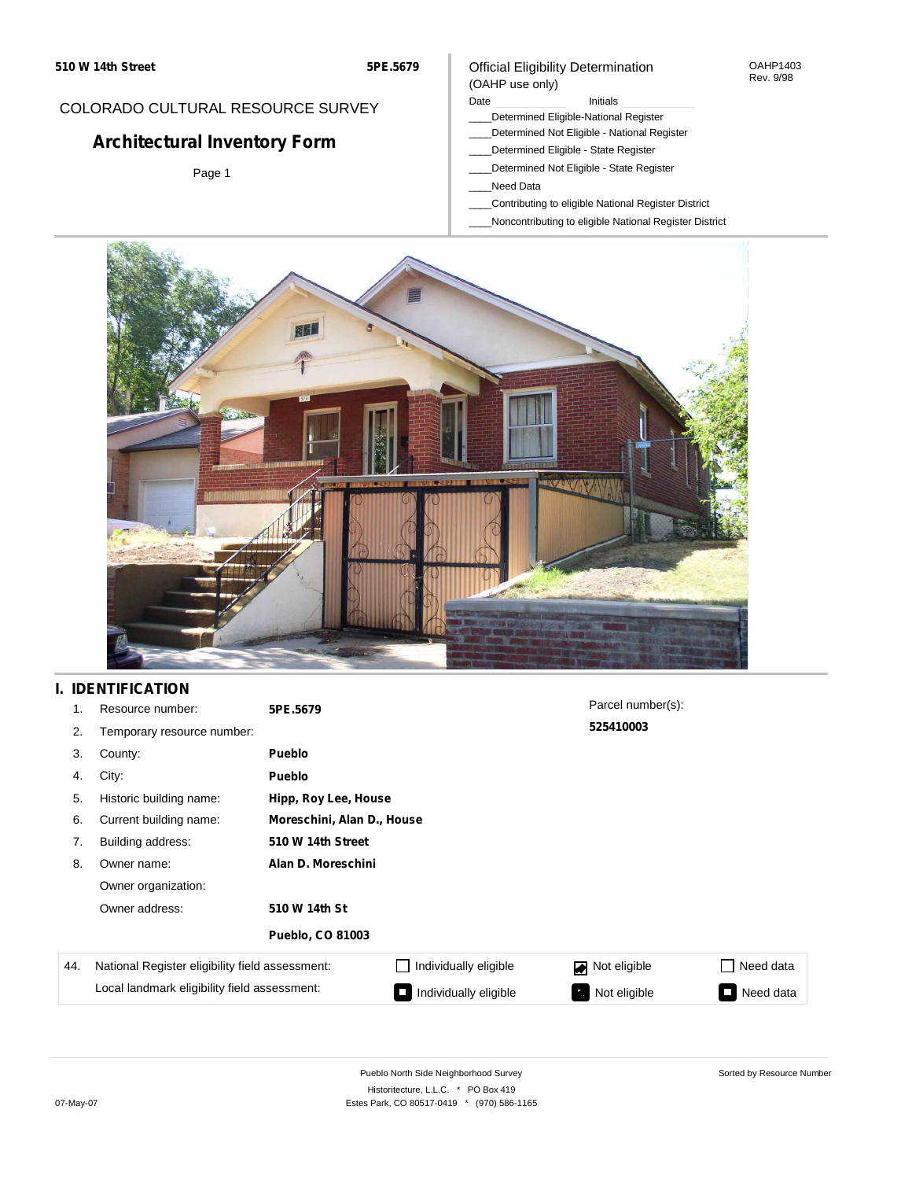**510 W 14th Street** **5PE.5679**

COLORADO CULTURAL RESOURCE SURVEY

# Architectural Inventory Form

Page 1

Official Eligibility Determination
(OAHP use only)

OAHP1403
Rev. 9/98

Date ____________ Initials ____________

____Determined Eligible-National Register
____Determined Not Eligible - National Register
____Determined Eligible - State Register
____Determined Not Eligible - State Register
____Need Data
____Contributing to eligible National Register District
____Noncontributing to eligible National Register District

## I. IDENTIFICATION

| | | |
|---|---|---|
| 1. | Resource number: | **5PE.5679** |
| 2. | Temporary resource number: | |
| 3. | County: | **Pueblo** |
| 4. | City: | **Pueblo** |
| 5. | Historic building name: | **Hipp, Roy Lee, House** |
| 6. | Current building name: | **Moreschini, Alan D., House** |
| 7. | Building address: | **510 W 14th Street** |
| 8. | Owner name: | **Alan D. Moreschini** |
| | Owner organization: | |
| | Owner address: | **510 W 14th St** |
| | | **Pueblo, CO 81003** |

Parcel number(s):
**525410003**

| 44. | | | | |
|---|---|---|---|---|
| National Register eligibility field assessment: | ☐ Individually eligible | ☑ Not eligible | ☐ Need data |
| Local landmark eligibility field assessment: | ☐ Individually eligible | ☐ Not eligible | ☐ Need data |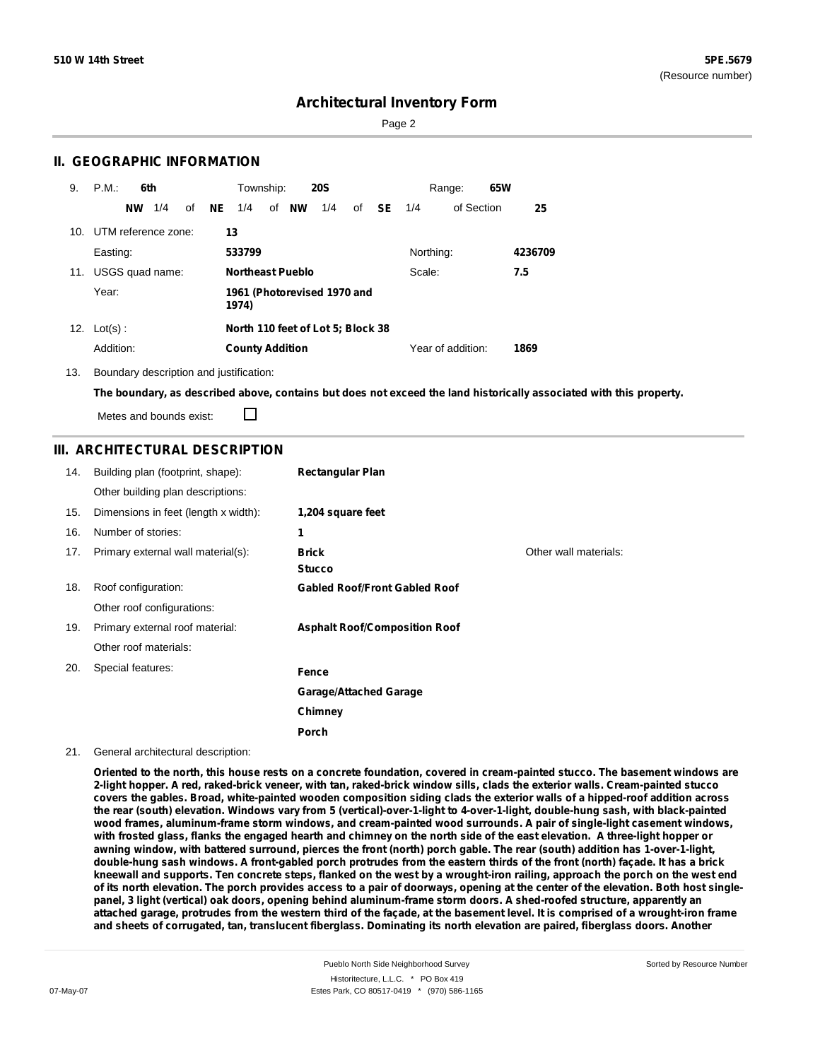**510 W 14th Street** — **5PE.5679** (Resource number)

# Architectural Inventory Form

## II. GEOGRAPHIC INFORMATION

9. P.M.: **6th** Township: **20S** Range: **65W**

**NW** 1/4 of **NE** 1/4 of **NW** 1/4 of **SE** 1/4 of Section **25**

10. UTM reference zone: **13**

Easting: **533799** Northing: **4236709**

11. USGS quad name: **Northeast Pueblo** Scale: **7.5**

Year: **1961 (Photorevised 1970 and 1974)**

12. Lot(s): **North 110 feet of Lot 5; Block 38**

Addition: **County Addition** Year of addition: **1869**

13. Boundary description and justification:

**The boundary, as described above, contains but does not exceed the land historically associated with this property.**

Metes and bounds exist: ☐

## III. ARCHITECTURAL DESCRIPTION

14. Building plan (footprint, shape): **Rectangular Plan**

Other building plan descriptions:

15. Dimensions in feet (length x width): **1,204 square feet**

16. Number of stories: **1**

17. Primary external wall material(s): **Brick**, **Stucco** — Other wall materials:

18. Roof configuration: **Gabled Roof/Front Gabled Roof**

Other roof configurations:

19. Primary external roof material: **Asphalt Roof/Composition Roof**

Other roof materials:

20. Special features: **Fence**, **Garage/Attached Garage**, **Chimney**, **Porch**

21. General architectural description:

**Oriented to the north, this house rests on a concrete foundation, covered in cream-painted stucco. The basement windows are 2-light hopper. A red, raked-brick veneer, with tan, raked-brick window sills, clads the exterior walls. Cream-painted stucco covers the gables. Broad, white-painted wooden composition siding clads the exterior walls of a hipped-roof addition across the rear (south) elevation. Windows vary from 5 (vertical)-over-1-light to 4-over-1-light, double-hung sash, with black-painted wood frames, aluminum-frame storm windows, and cream-painted wood surrounds. A pair of single-light casement windows, with frosted glass, flanks the engaged hearth and chimney on the north side of the east elevation. A three-light hopper or awning window, with battered surround, pierces the front (north) porch gable. The rear (south) addition has 1-over-1-light, double-hung sash windows. A front-gabled porch protrudes from the eastern thirds of the front (north) façade. It has a brick kneewall and supports. Ten concrete steps, flanked on the west by a wrought-iron railing, approach the porch on the west end of its north elevation. The porch provides access to a pair of doorways, opening at the center of the elevation. Both host single-panel, 3 light (vertical) oak doors, opening behind aluminum-frame storm doors. A shed-roofed structure, apparently an attached garage, protrudes from the western third of the façade, at the basement level. It is comprised of a wrought-iron frame and sheets of corrugated, tan, translucent fiberglass. Dominating its north elevation are paired, fiberglass doors. Another**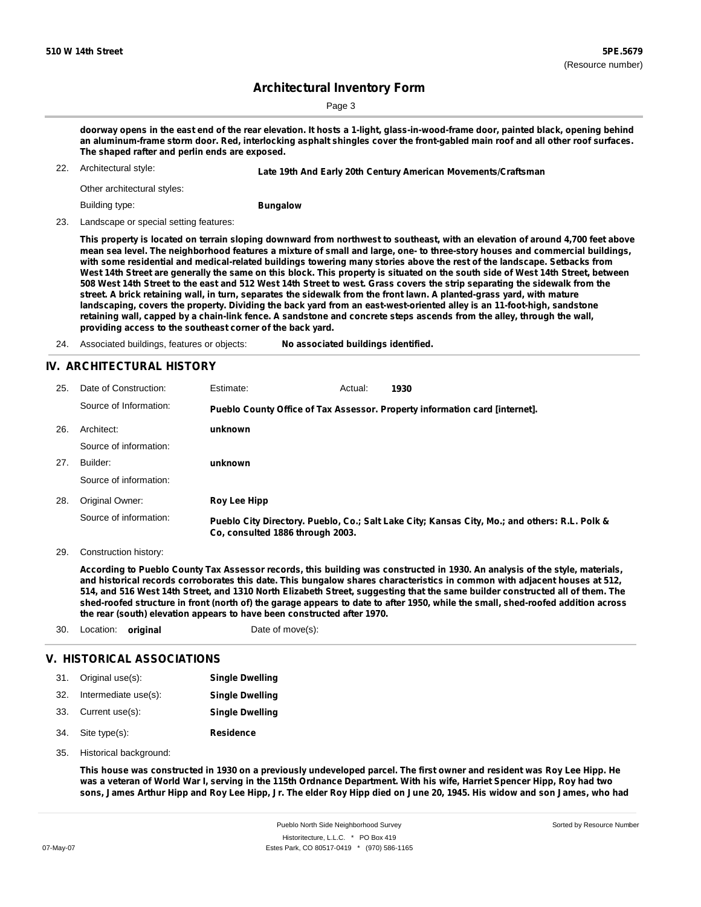**doorway opens in the east end of the rear elevation. It hosts a 1-light, glass-in-wood-frame door, painted black, opening behind an aluminum-frame storm door. Red, interlocking asphalt shingles cover the front-gabled main roof and all other roof surfaces. The shaped rafter and perlin ends are exposed.**

22. Architectural style: **Late 19th And Early 20th Century American Movements/Craftsman**

    Other architectural styles:

    Building type: **Bungalow**

23. Landscape or special setting features:

    **This property is located on terrain sloping downward from northwest to southeast, with an elevation of around 4,700 feet above mean sea level. The neighborhood features a mixture of small and large, one- to three-story houses and commercial buildings, with some residential and medical-related buildings towering many stories above the rest of the landscape. Setbacks from West 14th Street are generally the same on this block. This property is situated on the south side of West 14th Street, between 508 West 14th Street to the east and 512 West 14th Street to west. Grass covers the strip separating the sidewalk from the street. A brick retaining wall, in turn, separates the sidewalk from the front lawn. A planted-grass yard, with mature landscaping, covers the property. Dividing the back yard from an east-west-oriented alley is an 11-foot-high, sandstone retaining wall, capped by a chain-link fence. A sandstone and concrete steps ascends from the alley, through the wall, providing access to the southeast corner of the back yard.**

24. Associated buildings, features or objects: **No associated buildings identified.**

## IV. ARCHITECTURAL HISTORY

25. Date of Construction: Estimate: Actual: **1930**

    Source of Information: **Pueblo County Office of Tax Assessor. Property information card [internet].**

26. Architect: **unknown**

    Source of information:

27. Builder: **unknown**

    Source of information:

28. Original Owner: **Roy Lee Hipp**

    Source of information: **Pueblo City Directory. Pueblo, Co.; Salt Lake City; Kansas City, Mo.; and others: R.L. Polk & Co, consulted 1886 through 2003.**

29. Construction history:

    **According to Pueblo County Tax Assessor records, this building was constructed in 1930. An analysis of the style, materials, and historical records corroborates this date. This bungalow shares characteristics in common with adjacent houses at 512, 514, and 516 West 14th Street, and 1310 North Elizabeth Street, suggesting that the same builder constructed all of them. The shed-roofed structure in front (north of) the garage appears to date to after 1950, while the small, shed-roofed addition across the rear (south) elevation appears to have been constructed after 1970.**

30. Location: **original** Date of move(s):

## V. HISTORICAL ASSOCIATIONS

31. Original use(s): **Single Dwelling**
32. Intermediate use(s): **Single Dwelling**
33. Current use(s): **Single Dwelling**
34. Site type(s): **Residence**
35. Historical background:

    **This house was constructed in 1930 on a previously undeveloped parcel. The first owner and resident was Roy Lee Hipp. He was a veteran of World War I, serving in the 115th Ordnance Department. With his wife, Harriet Spencer Hipp, Roy had two sons, James Arthur Hipp and Roy Lee Hipp, Jr. The elder Roy Hipp died on June 20, 1945. His widow and son James, who had**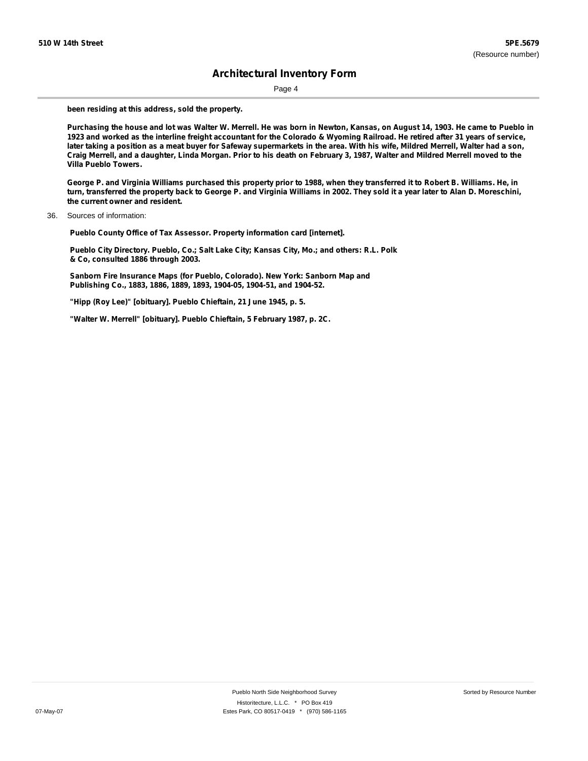been residing at this address, sold the property.

Purchasing the house and lot was Walter W. Merrell. He was born in Newton, Kansas, on August 14, 1903. He came to Pueblo in 1923 and worked as the interline freight accountant for the Colorado & Wyoming Railroad. He retired after 31 years of service, later taking a position as a meat buyer for Safeway supermarkets in the area. With his wife, Mildred Merrell, Walter had a son, Craig Merrell, and a daughter, Linda Morgan. Prior to his death on February 3, 1987, Walter and Mildred Merrell moved to the Villa Pueblo Towers.

George P. and Virginia Williams purchased this property prior to 1988, when they transferred it to Robert B. Williams. He, in turn, transferred the property back to George P. and Virginia Williams in 2002. They sold it a year later to Alan D. Moreschini, the current owner and resident.

36. Sources of information:

Pueblo County Office of Tax Assessor. Property information card [internet].

Pueblo City Directory. Pueblo, Co.; Salt Lake City; Kansas City, Mo.; and others: R.L. Polk & Co, consulted 1886 through 2003.

Sanborn Fire Insurance Maps (for Pueblo, Colorado). New York: Sanborn Map and Publishing Co., 1883, 1886, 1889, 1893, 1904-05, 1904-51, and 1904-52.

"Hipp (Roy Lee)" [obituary]. Pueblo Chieftain, 21 June 1945, p. 5.

"Walter W. Merrell" [obituary]. Pueblo Chieftain, 5 February 1987, p. 2C.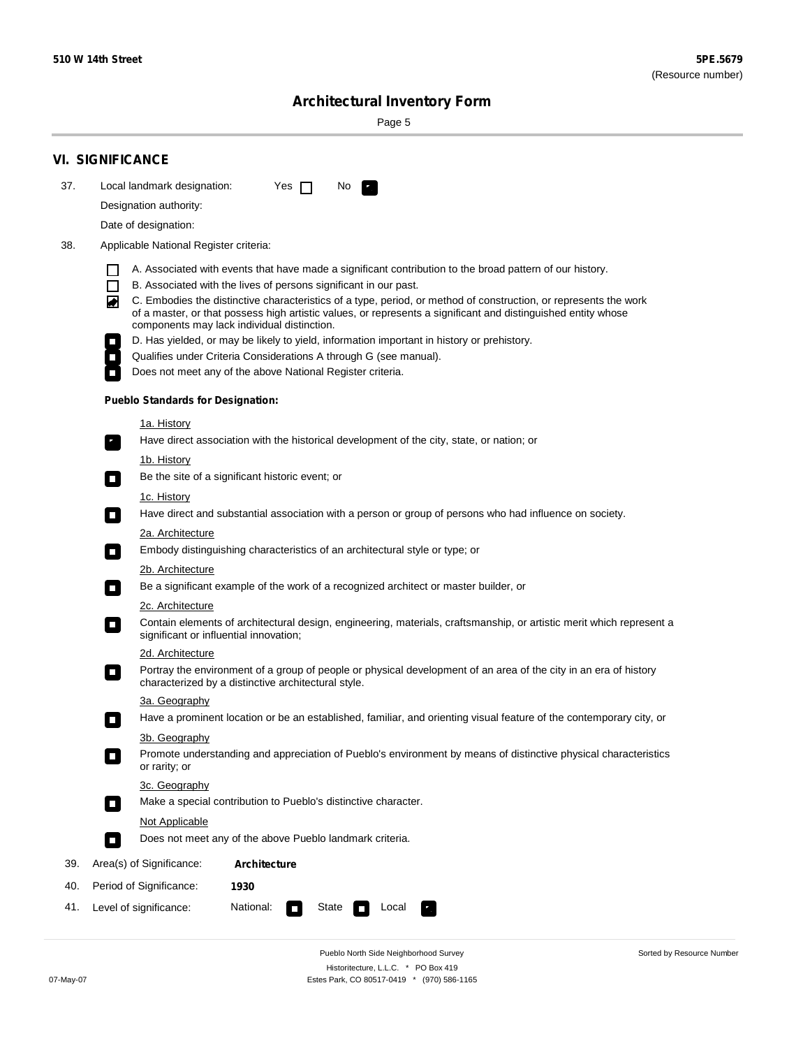## VI. SIGNIFICANCE

37. Local landmark designation: Yes ☐ No ☑

Designation authority:

Date of designation:

38. Applicable National Register criteria:

- ☐ A. Associated with events that have made a significant contribution to the broad pattern of our history.
- ☐ B. Associated with the lives of persons significant in our past.
- ☑ C. Embodies the distinctive characteristics of a type, period, or method of construction, or represents the work of a master, or that possess high artistic values, or represents a significant and distinguished entity whose components may lack individual distinction.
- ☐ D. Has yielded, or may be likely to yield, information important in history or prehistory.
- ☐ Qualifies under Criteria Considerations A through G (see manual).
- ☐ Does not meet any of the above National Register criteria.

**Pueblo Standards for Designation:**

1a. History
- ☑ Have direct association with the historical development of the city, state, or nation; or

1b. History
- ☐ Be the site of a significant historic event; or

1c. History
- ☐ Have direct and substantial association with a person or group of persons who had influence on society.

2a. Architecture
- ☐ Embody distinguishing characteristics of an architectural style or type; or

2b. Architecture
- ☐ Be a significant example of the work of a recognized architect or master builder, or

2c. Architecture
- ☐ Contain elements of architectural design, engineering, materials, craftsmanship, or artistic merit which represent a significant or influential innovation;

2d. Architecture
- ☐ Portray the environment of a group of people or physical development of an area of the city in an era of history characterized by a distinctive architectural style.

3a. Geography
- ☐ Have a prominent location or be an established, familiar, and orienting visual feature of the contemporary city, or

3b. Geography
- ☐ Promote understanding and appreciation of Pueblo's environment by means of distinctive physical characteristics or rarity; or

3c. Geography
- ☐ Make a special contribution to Pueblo's distinctive character.

Not Applicable
- ☐ Does not meet any of the above Pueblo landmark criteria.

39. Area(s) of Significance: **Architecture**

40. Period of Significance: **1930**

41. Level of significance: National: ☐ State ☐ Local ☑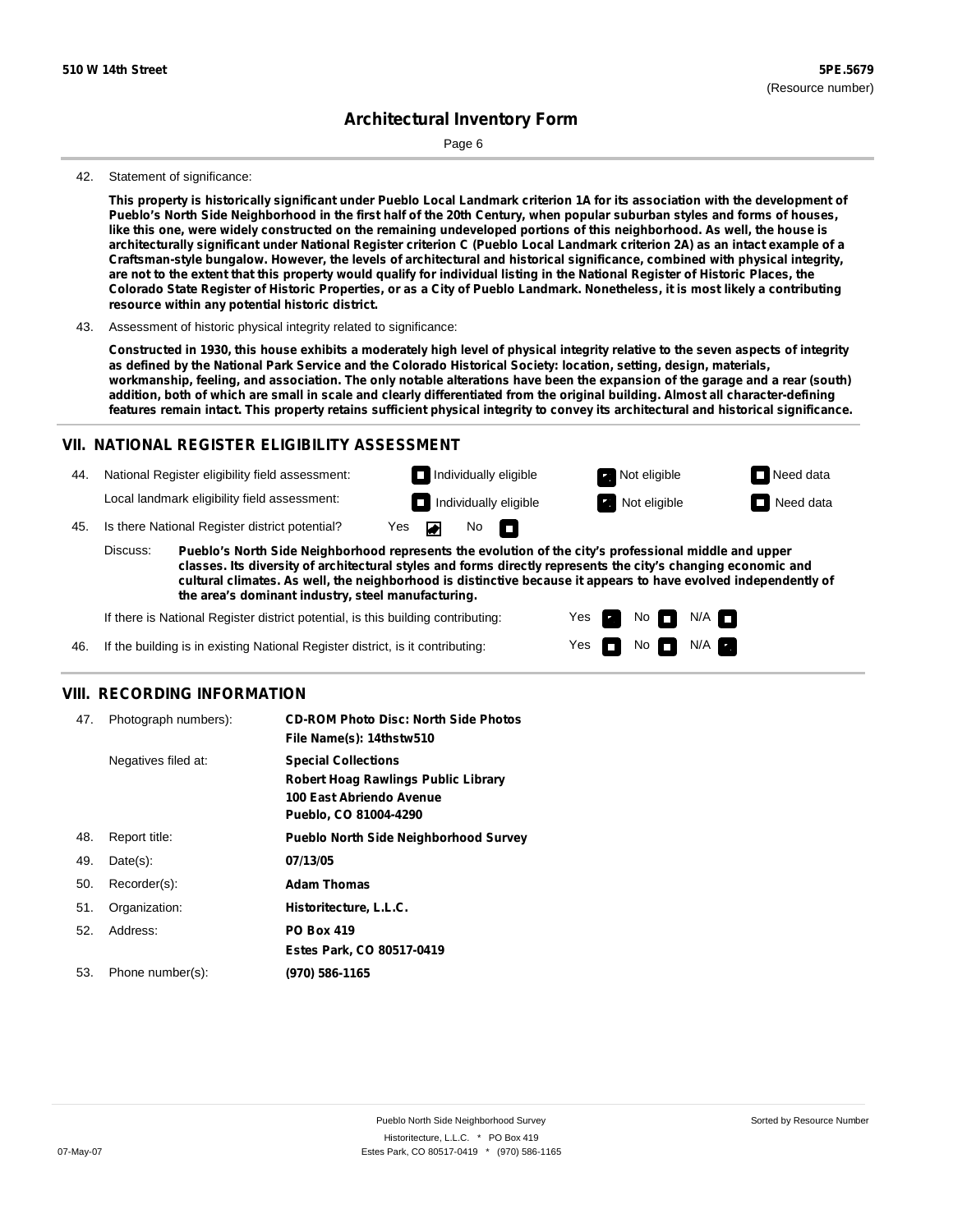## Architectural Inventory Form

42. Statement of significance:

**This property is historically significant under Pueblo Local Landmark criterion 1A for its association with the development of Pueblo's North Side Neighborhood in the first half of the 20th Century, when popular suburban styles and forms of houses, like this one, were widely constructed on the remaining undeveloped portions of this neighborhood. As well, the house is architecturally significant under National Register criterion C (Pueblo Local Landmark criterion 2A) as an intact example of a Craftsman-style bungalow. However, the levels of architectural and historical significance, combined with physical integrity, are not to the extent that this property would qualify for individual listing in the National Register of Historic Places, the Colorado State Register of Historic Properties, or as a City of Pueblo Landmark. Nonetheless, it is most likely a contributing resource within any potential historic district.**

43. Assessment of historic physical integrity related to significance:

**Constructed in 1930, this house exhibits a moderately high level of physical integrity relative to the seven aspects of integrity as defined by the National Park Service and the Colorado Historical Society: location, setting, design, materials, workmanship, feeling, and association. The only notable alterations have been the expansion of the garage and a rear (south) addition, both of which are small in scale and clearly differentiated from the original building. Almost all character-defining features remain intact. This property retains sufficient physical integrity to convey its architectural and historical significance.**

## VII. NATIONAL REGISTER ELIGIBILITY ASSESSMENT

44. National Register eligibility field assessment: ☐ Individually eligible ☒ Not eligible ☐ Need data

Local landmark eligibility field assessment: ☐ Individually eligible ☒ Not eligible ☐ Need data

45. Is there National Register district potential? Yes ☒ No ☐

Discuss: **Pueblo's North Side Neighborhood represents the evolution of the city's professional middle and upper classes. Its diversity of architectural styles and forms directly represents the city's changing economic and cultural climates. As well, the neighborhood is distinctive because it appears to have evolved independently of the area's dominant industry, steel manufacturing.**

If there is National Register district potential, is this building contributing: Yes ☒ No ☐ N/A ☐

46. If the building is in existing National Register district, is it contributing: Yes ☐ No ☐ N/A ☒

## VIII. RECORDING INFORMATION

| | | |
|---|---|---|
| 47. | Photograph numbers): | **CD-ROM Photo Disc: North Side Photos**<br>**File Name(s): 14thstw510** |
| | Negatives filed at: | **Special Collections**<br>**Robert Hoag Rawlings Public Library**<br>**100 East Abriendo Avenue**<br>**Pueblo, CO 81004-4290** |
| 48. | Report title: | **Pueblo North Side Neighborhood Survey** |
| 49. | Date(s): | **07/13/05** |
| 50. | Recorder(s): | **Adam Thomas** |
| 51. | Organization: | **Historitecture, L.L.C.** |
| 52. | Address: | **PO Box 419**<br>**Estes Park, CO 80517-0419** |
| 53. | Phone number(s): | **(970) 586-1165** |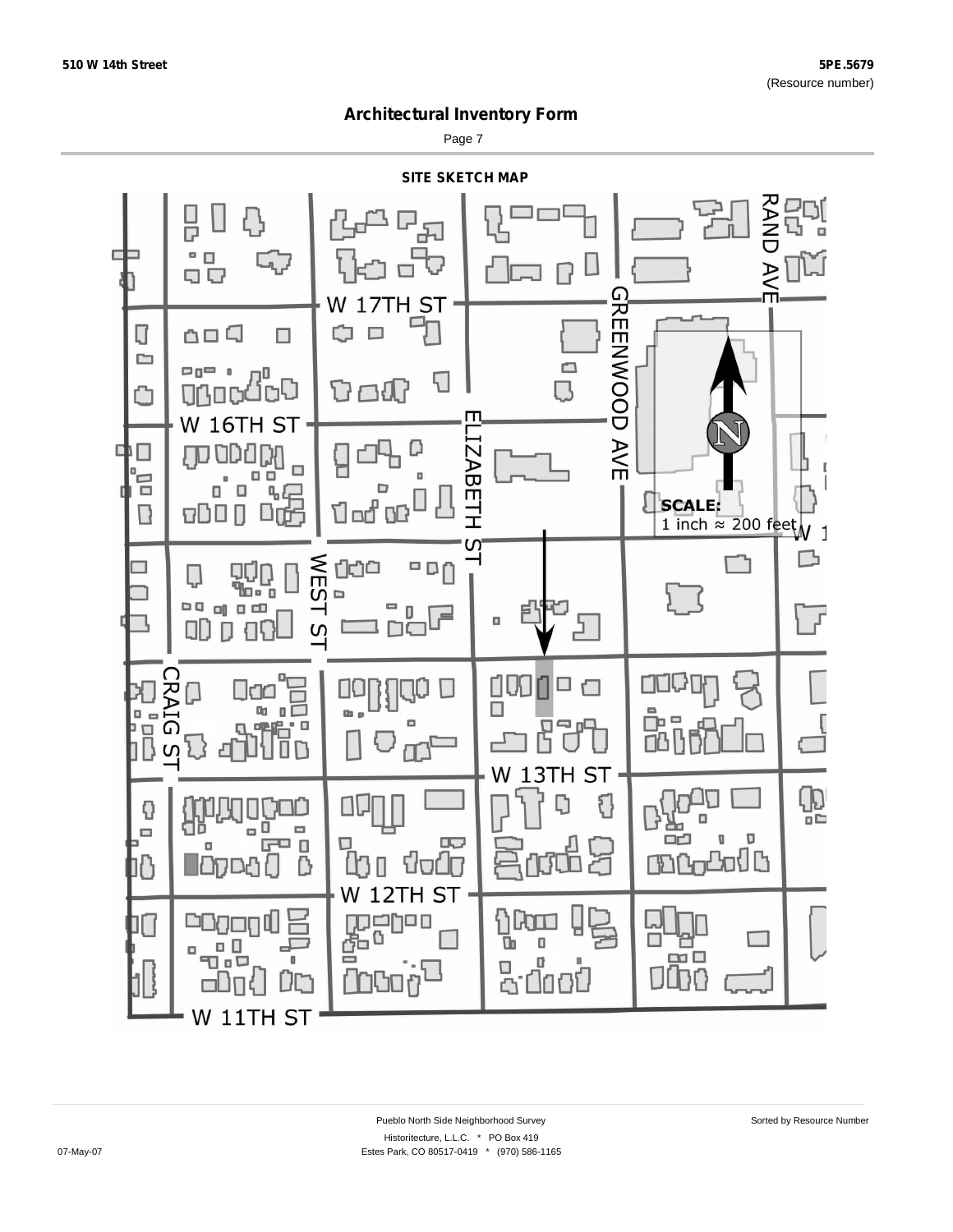510 W 14th Street

5PE.5679
(Resource number)

# Architectural Inventory Form

## SITE SKETCH MAP

W 17TH ST

W 16TH ST

W 13TH ST

W 12TH ST

W 11TH ST

RAND AVE

GREENWOOD AVE

ELIZABETH ST

WEST ST

CRAIG ST

N

**SCALE:**
1 inch ≈ 200 feet

Pueblo North Side Neighborhood Survey

Historitecture, L.L.C. * PO Box 419
Estes Park, CO 80517-0419 * (970) 586-1165

07-May-07

Sorted by Resource Number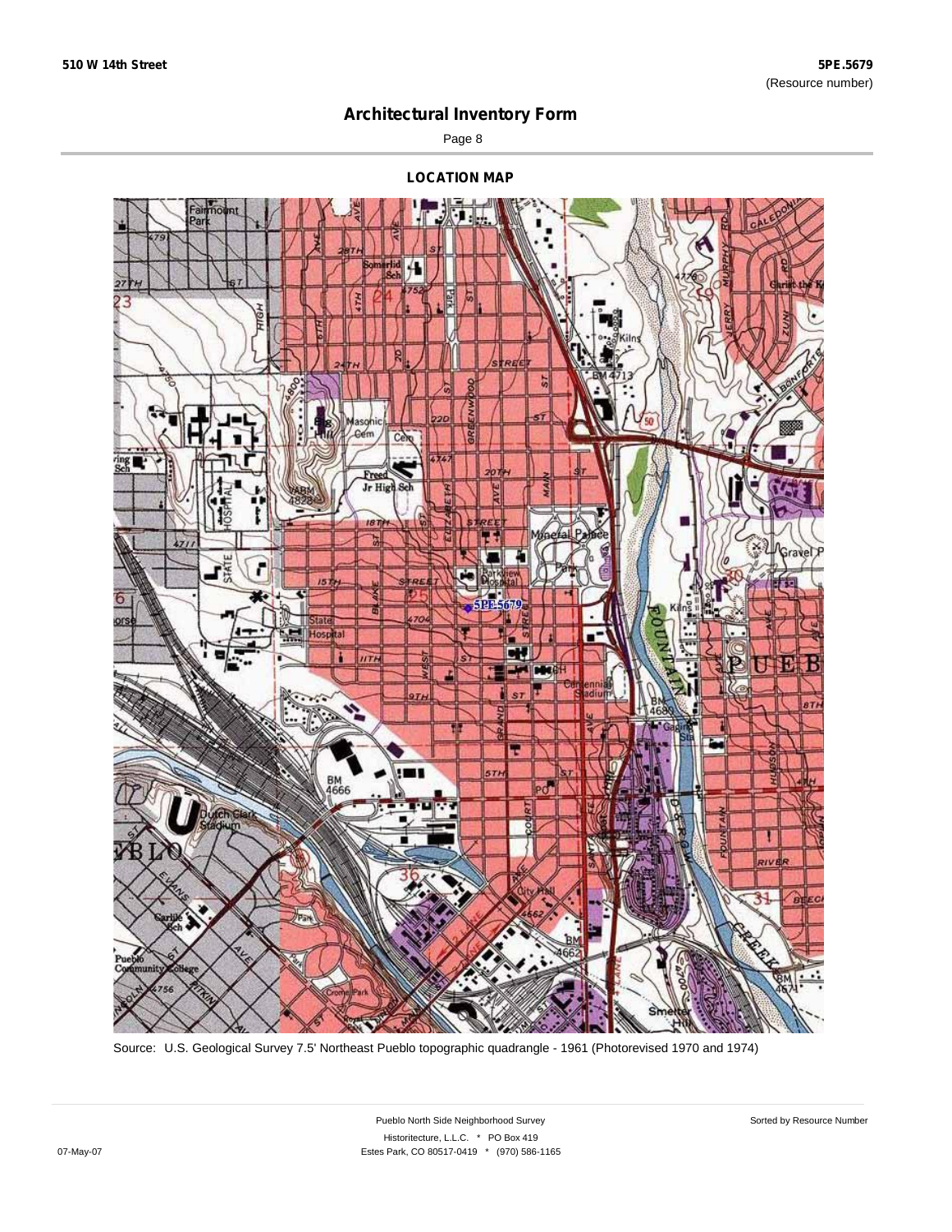## LOCATION MAP

Source: U.S. Geological Survey 7.5' Northeast Pueblo topographic quadrangle - 1961 (Photorevised 1970 and 1974)